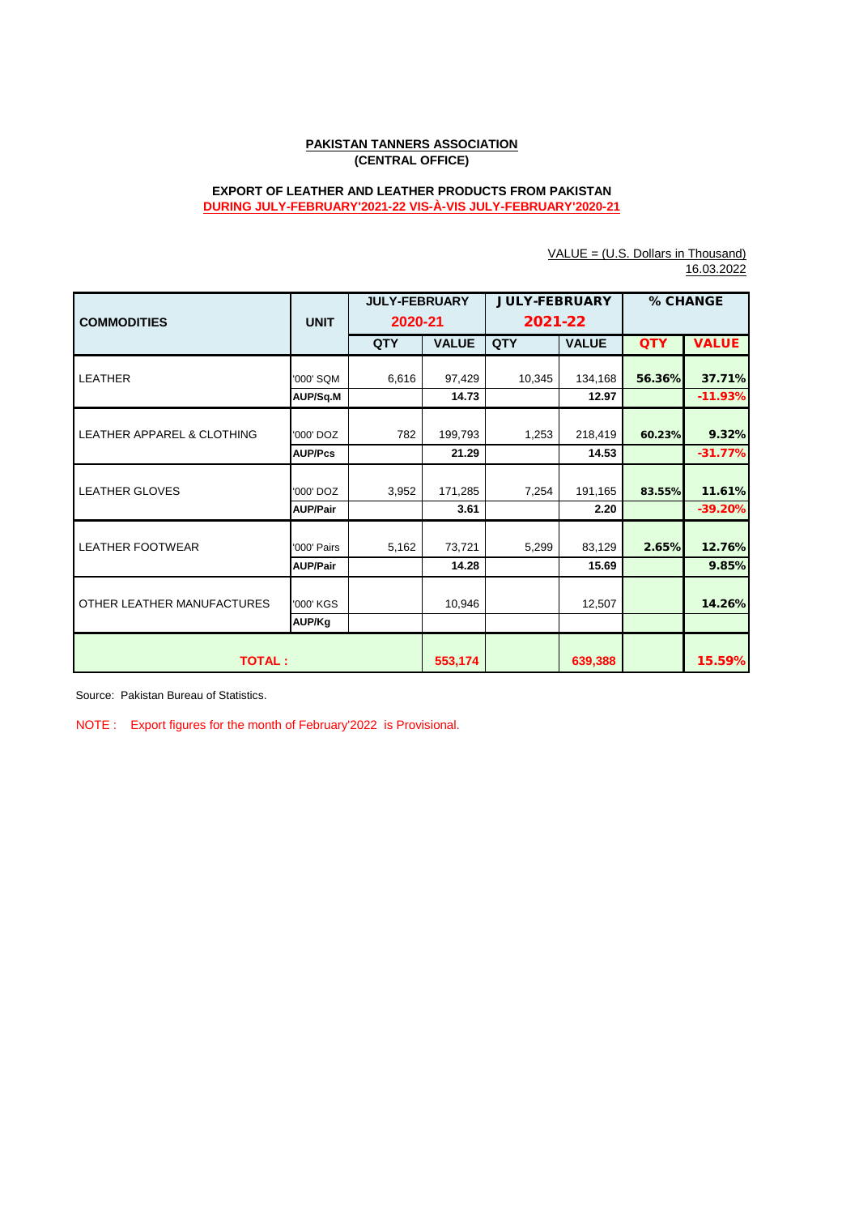**PAKISTAN TANNERS ASSOCIATION**
**(CENTRAL OFFICE)**

**EXPORT OF LEATHER AND LEATHER PRODUCTS FROM PAKISTAN**
**DURING JULY-FEBRUARY'2021-22 VIS-À-VIS JULY-FEBRUARY'2020-21**

VALUE = (U.S. Dollars in Thousand)
16.03.2022

| COMMODITIES | UNIT | JULY-FEBRUARY 2020-21 | | JULY-FEBRUARY 2021-22 | | % CHANGE | |
|---|---|---|---|---|---|---|---|
| | | QTY | VALUE | QTY | VALUE | QTY | VALUE |
| LEATHER | '000' SQM | 6,616 | 97,429 | 10,345 | 134,168 | 56.36% | 37.71% |
| | AUP/Sq.M | | 14.73 | | 12.97 | | -11.93% |
| LEATHER APPAREL & CLOTHING | '000' DOZ | 782 | 199,793 | 1,253 | 218,419 | 60.23% | 9.32% |
| | AUP/Pcs | | 21.29 | | 14.53 | | -31.77% |
| LEATHER GLOVES | '000' DOZ | 3,952 | 171,285 | 7,254 | 191,165 | 83.55% | 11.61% |
| | AUP/Pair | | 3.61 | | 2.20 | | -39.20% |
| LEATHER FOOTWEAR | '000' Pairs | 5,162 | 73,721 | 5,299 | 83,129 | 2.65% | 12.76% |
| | AUP/Pair | | 14.28 | | 15.69 | | 9.85% |
| OTHER LEATHER MANUFACTURES | '000' KGS | | 10,946 | | 12,507 | | 14.26% |
| | AUP/Kg | | | | | | |
| **TOTAL :** | | | **553,174** | | **639,388** | | **15.59%** |

Source: Pakistan Bureau of Statistics.

NOTE : Export figures for the month of February'2022 is Provisional.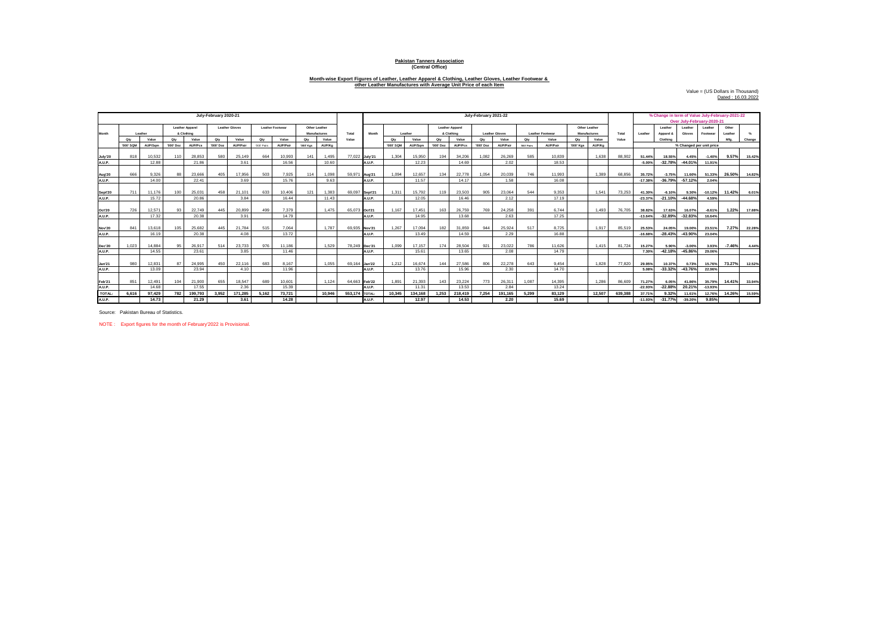**Pakistan Tanners Association**
**(Central Office)**

**Month-wise Export Figures of Leather, Leather Apparel & Clothing, Leather Gloves, Leather Footwear & other Leather Manufactures with Average Unit Price of each Item**

Value = (US Dollars in Thousand)
Dated : 16.03.2022

| July-February 2020-21 | | | | | | | | | | | | July-February 2021-22 | | | | | | | | | | | | % Change in term of Value July-February-2021-22 Over July-February-2020-21 | | | | | |
|---|---|---|---|---|---|---|---|---|---|---|---|---|---|---|---|---|---|---|---|---|---|---|---|---|---|---|---|---|---|
| Month | Leather | | Leather Apparel & Clothing | | Leather Gloves | | Leather Footwear | | Other Leather Manufactures | | Total Value | Month | Leather | | Leather Apparel & Clothing | | Leather Gloves | | Leather Footwear | | Other Leather Manufactures | | Total Value | Leather | Leather Apparel & Clothing | Leather Gloves | Leather Footwear | Other Leather Mfg. | % Change |
| | Qty | Value | Qty | Value | Qty | Value | Qty | Value | Qty | Value | | | Qty | Value | Qty | Value | Qty | Value | Qty | Value | Qty | Value | | % Changed per unit price | | | | | |
| | '000' SQM | AUP/Sqm | '000' Doz | AUP/Pcs | '000' Doz | AUP/Pair | '000' Pairs | AUP/Pair | '000' Kgs | AUP/Kg | | | '000' SQM | AUP/Sqm | '000' Doz | AUP/Pcs | '000' Doz | AUP/Pair | '000' Pairs | AUP/Pair | '000' Kgs | AUP/Kg | | | | | | | |
| July'20 | 818 | 10,532 | 110 | 28,853 | 580 | 25,149 | 664 | 10,993 | 141 | 1,495 | 77,022 | July'21 | 1,304 | 15,950 | 194 | 34,206 | 1,082 | 26,269 | 585 | 10,839 | | 1,638 | 88,902 | 51.44% | 18.55% | 4.45% | -1.40% | 9.57% | 15.42% |
| A.U.P. | | 12.88 | | 21.86 | | 3.61 | | 16.56 | | 10.60 | | A.U.P. | | 12.23 | | 14.69 | | 2.02 | | 18.53 | | | | -5.00% | -32.78% | -44.01% | 11.91% | | |
| Aug'20 | 666 | 9,326 | 88 | 23,666 | 405 | 17,956 | 503 | 7,925 | 114 | 1,098 | 59,971 | Aug'21 | 1,094 | 12,657 | 134 | 22,778 | 1,054 | 20,039 | 746 | 11,993 | | 1,389 | 68,856 | 35.72% | -3.75% | 11.60% | 51.33% | 26.50% | 14.82% |
| A.U.P. | | 14.00 | | 22.41 | | 3.69 | | 15.76 | | 9.63 | | A.U.P. | | 11.57 | | 14.17 | | 1.58 | | 16.08 | | | | -17.38% | -36.79% | -57.12% | 2.04% | | |
| Sept'20 | 711 | 11,176 | 100 | 25,031 | 458 | 21,101 | 633 | 10,406 | 121 | 1,383 | 69,097 | Sept'21 | 1,311 | 15,792 | 119 | 23,503 | 905 | 23,064 | 544 | 9,353 | | 1,541 | 73,253 | 41.30% | -6.10% | 9.30% | -10.12% | 11.42% | 6.01% |
| A.U.P. | | 15.72 | | 20.86 | | 3.84 | | 16.44 | | 11.43 | | A.U.P. | | 12.05 | | 16.46 | | 2.12 | | 17.19 | | | | -23.37% | -21.10% | -44.68% | 4.59% | | |
| Oct'20 | 726 | 12,571 | 93 | 22,749 | 445 | 20,899 | 499 | 7,379 | | 1,475 | 65,073 | Oct'21 | 1,167 | 17,451 | 163 | 26,759 | 769 | 24,258 | 391 | 6,744 | | 1,493 | 76,705 | 38.82% | 17.63% | 16.07% | -8.61% | 1.22% | 17.88% |
| A.U.P. | | 17.32 | | 20.38 | | 3.91 | | 14.79 | | | | A.U.P. | | 14.95 | | 13.68 | | 2.63 | | 17.25 | | | | -13.64% | -32.89% | -32.83% | 16.64% | | |
| Nov'20 | 841 | 13,618 | 105 | 25,682 | 445 | 21,784 | 515 | 7,064 | | 1,787 | 69,935 | Nov'21 | 1,267 | 17,094 | 182 | 31,859 | 944 | 25,924 | 517 | 8,725 | | 1,917 | 85,519 | 25.53% | 24.05% | 19.00% | 23.51% | 7.27% | 22.28% |
| A.U.P. | | 16.19 | | 20.38 | | 4.08 | | 13.72 | | | | A.U.P. | | 13.49 | | 14.59 | | 2.29 | | 16.88 | | | | -16.68% | -28.43% | -43.90% | 23.04% | | |
| Dec'20 | 1,023 | 14,884 | 95 | 26,917 | 514 | 23,733 | 976 | 11,186 | | 1,529 | 78,249 | Dec'21 | 1,099 | 17,157 | 174 | 28,504 | 921 | 23,022 | 786 | 11,626 | | 1,415 | 81,724 | 15.27% | 5.90% | -3.00% | 3.93% | -7.46% | 4.44% |
| A.U.P. | | 14.55 | | 23.61 | | 3.85 | | 11.46 | | | | A.U.P. | | 15.61 | | 13.65 | | 2.08 | | 14.79 | | | | 7.30% | -42.18% | -45.86% | 29.06% | | |
| Jan'21 | 980 | 12,831 | 87 | 24,995 | 450 | 22,116 | 683 | 8,167 | | 1,055 | 69,164 | Jan'22 | 1,212 | 16,674 | 144 | 27,586 | 806 | 22,278 | 643 | 9,454 | | 1,828 | 77,820 | 29.95% | 10.37% | 0.73% | 15.76% | 73.27% | 12.52% |
| A.U.P. | | 13.09 | | 23.94 | | 4.10 | | 11.96 | | | | A.U.P. | | 13.76 | | 15.96 | | 2.30 | | 14.70 | | | | 5.08% | -33.32% | -43.76% | 22.96% | | |
| Feb'21 | 851 | 12,491 | 104 | 21,900 | 655 | 18,547 | 689 | 10,601 | | 1,124 | 64,663 | Feb'22 | 1,891 | 21,393 | 143 | 23,224 | 773 | 26,311 | 1,087 | 14,395 | | 1,286 | 86,609 | 71.27% | 6.05% | 41.86% | 35.79% | 14.41% | 33.94% |
| A.U.P. | | 14.68 | | 17.55 | | 2.36 | | 15.39 | | | | A.U.P. | | 11.31 | | 13.53 | | 2.84 | | 13.24 | | | | -22.93% | -22.88% | 20.21% | -13.93% | | |
| TOTAL: | 6,616 | 97,429 | 782 | 199,793 | 3,952 | 171,285 | 5,162 | 73,721 | | 10,946 | 553,174 | TOTAL: | 10,345 | 134,168 | 1,253 | 218,419 | 7,254 | 191,165 | 5,299 | 83,129 | | 12,507 | 639,388 | 37.71% | 9.32% | 11.61% | 12.76% | 14.26% | 15.59% |
| A.U.P. | | 14.73 | | 21.29 | | 3.61 | | 14.28 | | | | A.U.P. | | 12.97 | | 14.53 | | 2.20 | | 15.69 | | | | -11.93% | -31.77% | -39.20% | 9.85% | | |

Source: Pakistan Bureau of Statistics.

NOTE : Export figures for the month of February'2022 is Provisional.